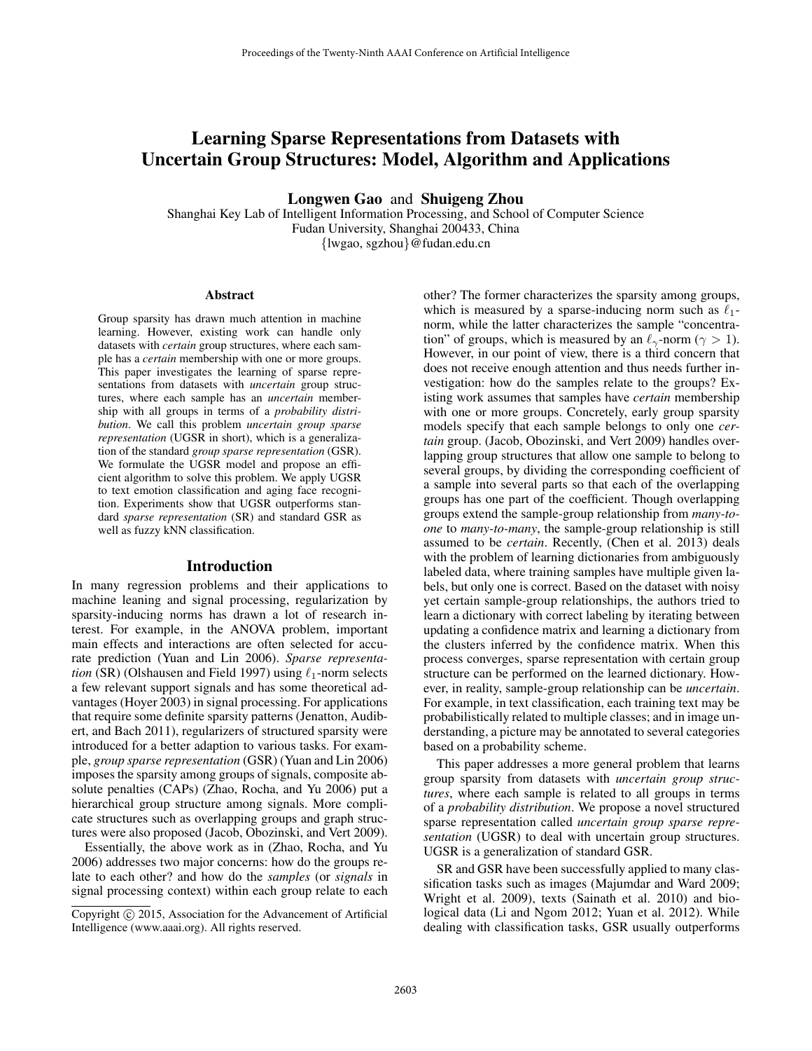# Learning Sparse Representations from Datasets with Uncertain Group Structures: Model, Algorithm and Applications

**Longwen Gao** and **Shuigeng Zhou**

Shanghai Key Lab of Intelligent Information Processing, and School of Computer Science
Fudan University, Shanghai 200433, China
{lwgao, sgzhou}@fudan.edu.cn

### Abstract

Group sparsity has drawn much attention in machine learning. However, existing work can handle only datasets with *certain* group structures, where each sample has a *certain* membership with one or more groups. This paper investigates the learning of sparse representations from datasets with *uncertain* group structures, where each sample has an *uncertain* membership with all groups in terms of a *probability distribution*. We call this problem *uncertain group sparse representation* (UGSR in short), which is a generalization of the standard *group sparse representation* (GSR). We formulate the UGSR model and propose an efficient algorithm to solve this problem. We apply UGSR to text emotion classification and aging face recognition. Experiments show that UGSR outperforms standard *sparse representation* (SR) and standard GSR as well as fuzzy kNN classification.

## Introduction

In many regression problems and their applications to machine leaning and signal processing, regularization by sparsity-inducing norms has drawn a lot of research interest. For example, in the ANOVA problem, important main effects and interactions are often selected for accurate prediction (Yuan and Lin 2006). *Sparse representation* (SR) (Olshausen and Field 1997) using $\ell_1$-norm selects a few relevant support signals and has some theoretical advantages (Hoyer 2003) in signal processing. For applications that require some definite sparsity patterns (Jenatton, Audibert, and Bach 2011), regularizers of structured sparsity were introduced for a better adaption to various tasks. For example, *group sparse representation* (GSR) (Yuan and Lin 2006) imposes the sparsity among groups of signals, composite absolute penalties (CAPs) (Zhao, Rocha, and Yu 2006) put a hierarchical group structure among signals. More complicate structures such as overlapping groups and graph structures were also proposed (Jacob, Obozinski, and Vert 2009).

Essentially, the above work as in (Zhao, Rocha, and Yu 2006) addresses two major concerns: how do the groups relate to each other? and how do the *samples* (or *signals* in signal processing context) within each group relate to each other? The former characterizes the sparsity among groups, which is measured by a sparse-inducing norm such as $\ell_1$-norm, while the latter characterizes the sample "concentration" of groups, which is measured by an $\ell_\gamma$-norm ($\gamma > 1$). However, in our point of view, there is a third concern that does not receive enough attention and thus needs further investigation: how do the samples relate to the groups? Existing work assumes that samples have *certain* membership with one or more groups. Concretely, early group sparsity models specify that each sample belongs to only one *certain* group. (Jacob, Obozinski, and Vert 2009) handles overlapping group structures that allow one sample to belong to several groups, by dividing the corresponding coefficient of a sample into several parts so that each of the overlapping groups has one part of the coefficient. Though overlapping groups extend the sample-group relationship from *many-to-one* to *many-to-many*, the sample-group relationship is still assumed to be *certain*. Recently, (Chen et al. 2013) deals with the problem of learning dictionaries from ambiguously labeled data, where training samples have multiple given labels, but only one is correct. Based on the dataset with noisy yet certain sample-group relationships, the authors tried to learn a dictionary with correct labeling by iterating between updating a confidence matrix and learning a dictionary from the clusters inferred by the confidence matrix. When this process converges, sparse representation with certain group structure can be performed on the learned dictionary. However, in reality, sample-group relationship can be *uncertain*. For example, in text classification, each training text may be probabilistically related to multiple classes; and in image understanding, a picture may be annotated to several categories based on a probability scheme.

This paper addresses a more general problem that learns group sparsity from datasets with *uncertain group structures*, where each sample is related to all groups in terms of a *probability distribution*. We propose a novel structured sparse representation called *uncertain group sparse representation* (UGSR) to deal with uncertain group structures. UGSR is a generalization of standard GSR.

SR and GSR have been successfully applied to many classification tasks such as images (Majumdar and Ward 2009; Wright et al. 2009), texts (Sainath et al. 2010) and biological data (Li and Ngom 2012; Yuan et al. 2012). While dealing with classification tasks, GSR usually outperforms

Copyright © 2015, Association for the Advancement of Artificial Intelligence (www.aaai.org). All rights reserved.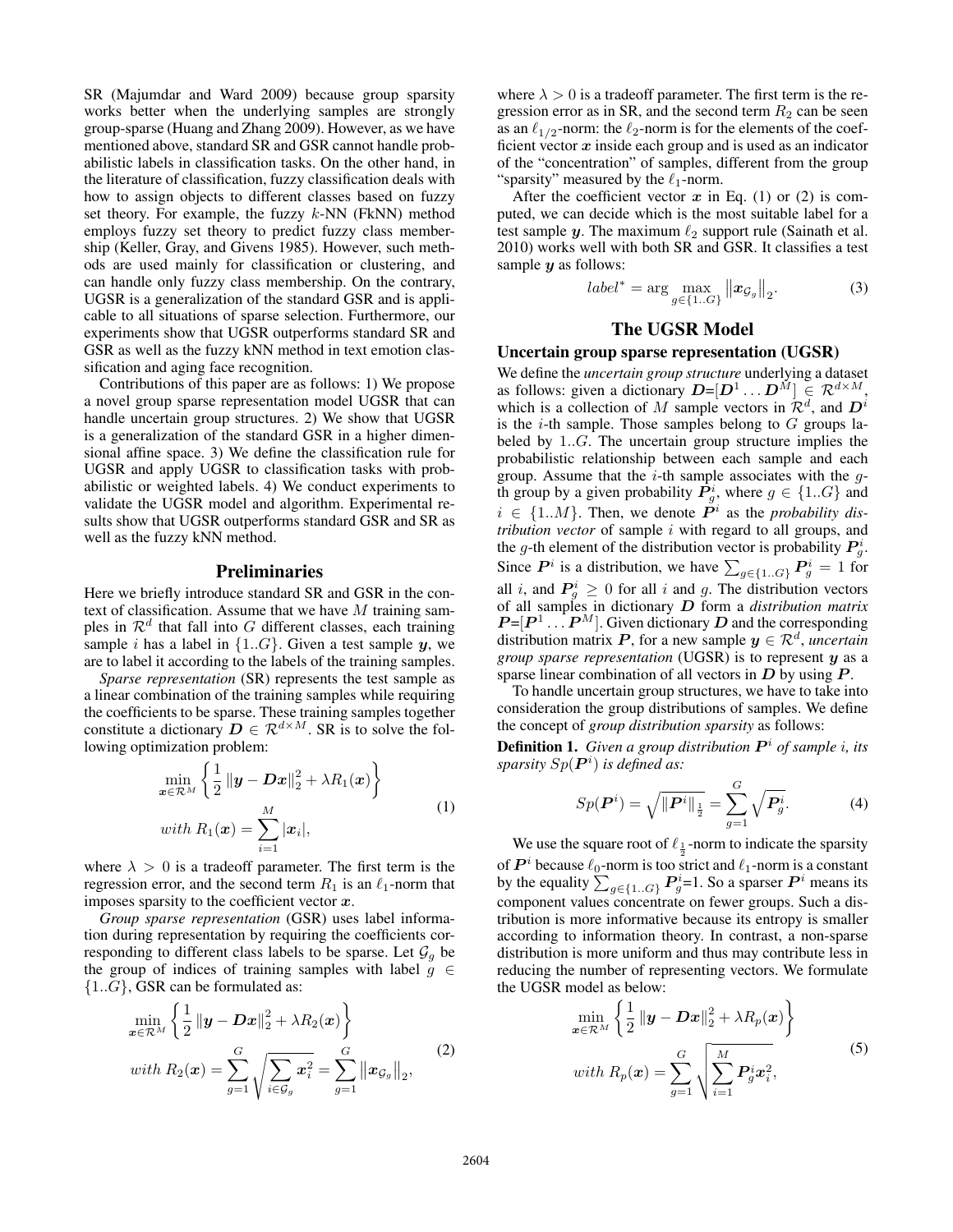SR (Majumdar and Ward 2009) because group sparsity works better when the underlying samples are strongly group-sparse (Huang and Zhang 2009). However, as we have mentioned above, standard SR and GSR cannot handle probabilistic labels in classification tasks. On the other hand, in the literature of classification, fuzzy classification deals with how to assign objects to different classes based on fuzzy set theory. For example, the fuzzy $k$-NN (FkNN) method employs fuzzy set theory to predict fuzzy class membership (Keller, Gray, and Givens 1985). However, such methods are used mainly for classification or clustering, and can handle only fuzzy class membership. On the contrary, UGSR is a generalization of the standard GSR and is applicable to all situations of sparse selection. Furthermore, our experiments show that UGSR outperforms standard SR and GSR as well as the fuzzy kNN method in text emotion classification and aging face recognition.

Contributions of this paper are as follows: 1) We propose a novel group sparse representation model UGSR that can handle uncertain group structures. 2) We show that UGSR is a generalization of the standard GSR in a higher dimensional affine space. 3) We define the classification rule for UGSR and apply UGSR to classification tasks with probabilistic or weighted labels. 4) We conduct experiments to validate the UGSR model and algorithm. Experimental results show that UGSR outperforms standard GSR and SR as well as the fuzzy kNN method.

## Preliminaries

Here we briefly introduce standard SR and GSR in the context of classification. Assume that we have $M$ training samples in $\mathcal{R}^d$ that fall into $G$ different classes, each training sample $i$ has a label in $\{1..G\}$. Given a test sample $\boldsymbol{y}$, we are to label it according to the labels of the training samples.

*Sparse representation* (SR) represents the test sample as a linear combination of the training samples while requiring the coefficients to be sparse. These training samples together constitute a dictionary $\boldsymbol{D} \in \mathcal{R}^{d \times M}$. SR is to solve the following optimization problem:

$$\min_{\boldsymbol{x} \in \mathcal{R}^M} \left\{ \frac{1}{2} \|\boldsymbol{y} - \boldsymbol{D}\boldsymbol{x}\|_2^2 + \lambda R_1(\boldsymbol{x}) \right\} \quad with\ R_1(\boldsymbol{x}) = \sum_{i=1}^{M} |\boldsymbol{x}_i|, \tag{1}$$

where $\lambda > 0$ is a tradeoff parameter. The first term is the regression error, and the second term $R_1$ is an $\ell_1$-norm that imposes sparsity to the coefficient vector $\boldsymbol{x}$.

*Group sparse representation* (GSR) uses label information during representation by requiring the coefficients corresponding to different class labels to be sparse. Let $\mathcal{G}_g$ be the group of indices of training samples with label $g \in \{1..G\}$, GSR can be formulated as:

$$\min_{\boldsymbol{x} \in \mathcal{R}^M} \left\{ \frac{1}{2} \|\boldsymbol{y} - \boldsymbol{D}\boldsymbol{x}\|_2^2 + \lambda R_2(\boldsymbol{x}) \right\} \quad with\ R_2(\boldsymbol{x}) = \sum_{g=1}^{G} \sqrt{\sum_{i \in \mathcal{G}_g} \boldsymbol{x}_i^2} = \sum_{g=1}^{G} \|\boldsymbol{x}_{\mathcal{G}_g}\|_2, \tag{2}$$

where $\lambda > 0$ is a tradeoff parameter. The first term is the regression error as in SR, and the second term $R_2$ can be seen as an $\ell_{1/2}$-norm: the $\ell_2$-norm is for the elements of the coefficient vector $\boldsymbol{x}$ inside each group and is used as an indicator of the "concentration" of samples, different from the group "sparsity" measured by the $\ell_1$-norm.

After the coefficient vector $\boldsymbol{x}$ in Eq. (1) or (2) is computed, we can decide which is the most suitable label for a test sample $\boldsymbol{y}$. The maximum $\ell_2$ support rule (Sainath et al. 2010) works well with both SR and GSR. It classifies a test sample $\boldsymbol{y}$ as follows:

$$label^* = \arg \max_{g \in \{1..G\}} \|\boldsymbol{x}_{\mathcal{G}_g}\|_2. \tag{3}$$

## The UGSR Model

### Uncertain group sparse representation (UGSR)

We define the *uncertain group structure* underlying a dataset as follows: given a dictionary $\boldsymbol{D}$=$[\boldsymbol{D}^1 \ldots \boldsymbol{D}^M] \in \mathcal{R}^{d \times M}$, which is a collection of $M$ sample vectors in $\mathcal{R}^d$, and $\boldsymbol{D}^i$ is the $i$-th sample. Those samples belong to $G$ groups labeled by $1..G$. The uncertain group structure implies the probabilistic relationship between each sample and each group. Assume that the $i$-th sample associates with the $g$-th group by a given probability $\boldsymbol{P}_g^i$, where $g \in \{1..G\}$ and $i \in \{1..M\}$. Then, we denote $\boldsymbol{P}^i$ as the *probability distribution vector* of sample $i$ with regard to all groups, and the $g$-th element of the distribution vector is probability $\boldsymbol{P}_g^i$. Since $\boldsymbol{P}^i$ is a distribution, we have $\sum_{g \in \{1..G\}} \boldsymbol{P}_g^i = 1$ for all $i$, and $\boldsymbol{P}_g^i \geq 0$ for all $i$ and $g$. The distribution vectors of all samples in dictionary $\boldsymbol{D}$ form a *distribution matrix* $\boldsymbol{P}$=$[\boldsymbol{P}^1 \ldots \boldsymbol{P}^M]$. Given dictionary $\boldsymbol{D}$ and the corresponding distribution matrix $\boldsymbol{P}$, for a new sample $\boldsymbol{y} \in \mathcal{R}^d$, *uncertain group sparse representation* (UGSR) is to represent $\boldsymbol{y}$ as a sparse linear combination of all vectors in $\boldsymbol{D}$ by using $\boldsymbol{P}$.

To handle uncertain group structures, we have to take into consideration the group distributions of samples. We define the concept of *group distribution sparsity* as follows:

**Definition 1.** *Given a group distribution $\boldsymbol{P}^i$ of sample $i$, its sparsity $Sp(\boldsymbol{P}^i)$ is defined as:*

$$Sp(\boldsymbol{P}^i) = \sqrt{\|\boldsymbol{P}^i\|_{\frac{1}{2}}} = \sum_{g=1}^{G} \sqrt{\boldsymbol{P}_g^i}. \tag{4}$$

We use the square root of $\ell_{\frac{1}{2}}$-norm to indicate the sparsity of $\boldsymbol{P}^i$ because $\ell_0$-norm is too strict and $\ell_1$-norm is a constant by the equality $\sum_{g \in \{1..G\}} \boldsymbol{P}_g^i$=1. So a sparser $\boldsymbol{P}^i$ means its component values concentrate on fewer groups. Such a distribution is more informative because its entropy is smaller according to information theory. In contrast, a non-sparse distribution is more uniform and thus may contribute less in reducing the number of representing vectors. We formulate the UGSR model as below:

$$\min_{\boldsymbol{x} \in \mathcal{R}^M} \left\{ \frac{1}{2} \|\boldsymbol{y} - \boldsymbol{D}\boldsymbol{x}\|_2^2 + \lambda R_p(\boldsymbol{x}) \right\} \quad with\ R_p(\boldsymbol{x}) = \sum_{g=1}^{G} \sqrt{\sum_{i=1}^{M} \boldsymbol{P}_g^i \boldsymbol{x}_i^2}, \tag{5}$$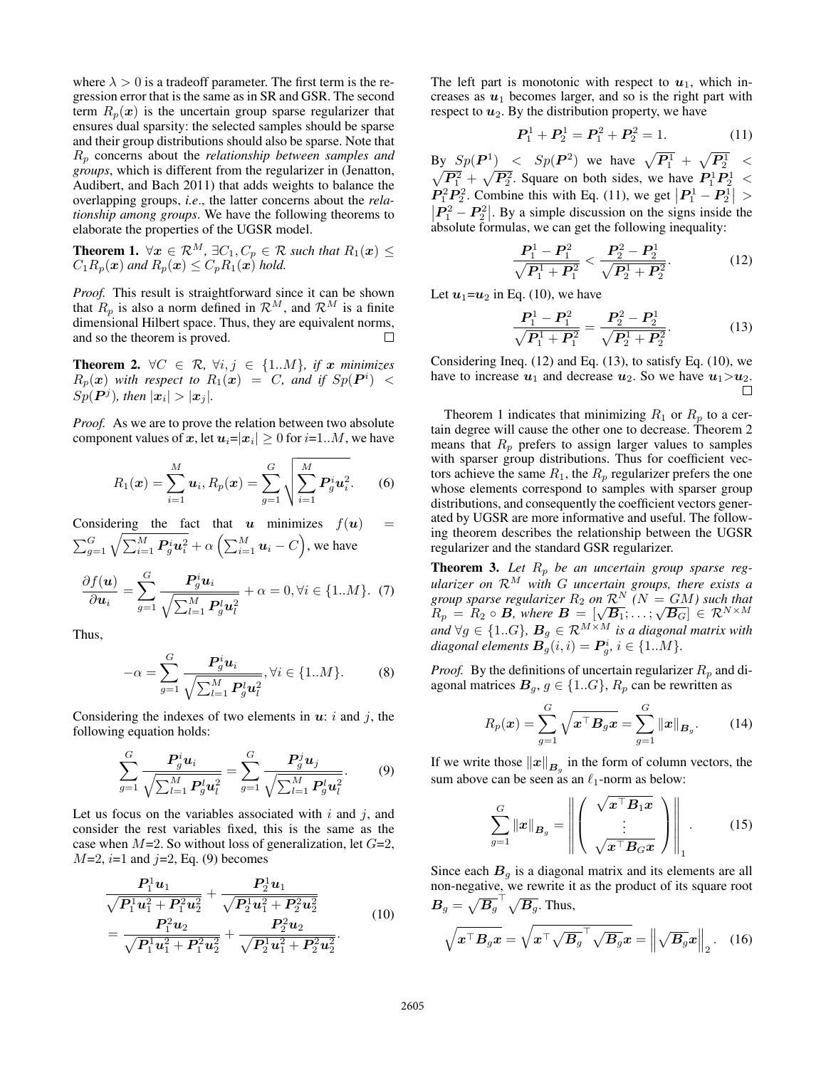where $\lambda > 0$ is a tradeoff parameter. The first term is the regression error that is the same as in SR and GSR. The second term $R_p(\boldsymbol{x})$ is the uncertain group sparse regularizer that ensures dual sparsity: the selected samples should be sparse and their group distributions should also be sparse. Note that $R_p$ concerns about the *relationship between samples and groups*, which is different from the regularizer in (Jenatton, Audibert, and Bach 2011) that adds weights to balance the overlapping groups, *i.e.*, the latter concerns about the *relationship among groups*. We have the following theorems to elaborate the properties of the UGSR model.

**Theorem 1.** *$\forall \boldsymbol{x} \in \mathcal{R}^M$, $\exists C_1, C_p \in \mathcal{R}$ such that $R_1(\boldsymbol{x}) \leq C_1 R_p(\boldsymbol{x})$ and $R_p(\boldsymbol{x}) \leq C_p R_1(\boldsymbol{x})$ hold.*

*Proof.* This result is straightforward since it can be shown that $R_p$ is also a norm defined in $\mathcal{R}^M$, and $\mathcal{R}^M$ is a finite dimensional Hilbert space. Thus, they are equivalent norms, and so the theorem is proved. □

**Theorem 2.** *$\forall C \in \mathcal{R}$, $\forall i, j \in \{1..M\}$, if $\boldsymbol{x}$ minimizes $R_p(\boldsymbol{x})$ with respect to $R_1(\boldsymbol{x}) = C$, and if $Sp(\boldsymbol{P}^i) < Sp(\boldsymbol{P}^j)$, then $|\boldsymbol{x}_i| > |\boldsymbol{x}_j|$.*

*Proof.* As we are to prove the relation between two absolute component values of $\boldsymbol{x}$, let $\boldsymbol{u}_i = |\boldsymbol{x}_i| \geq 0$ for $i$=1..$M$, we have

$$R_1(\boldsymbol{x}) = \sum_{i=1}^{M} \boldsymbol{u}_i, R_p(\boldsymbol{x}) = \sum_{g=1}^{G} \sqrt{\sum_{i=1}^{M} \boldsymbol{P}_g^i \boldsymbol{u}_i^2}. \quad (6)$$

Considering the fact that $\boldsymbol{u}$ minimizes $f(\boldsymbol{u}) = \sum_{g=1}^{G} \sqrt{\sum_{i=1}^{M} \boldsymbol{P}_g^i \boldsymbol{u}_i^2} + \alpha \left( \sum_{i=1}^{M} \boldsymbol{u}_i - C \right)$, we have

$$\frac{\partial f(\boldsymbol{u})}{\partial \boldsymbol{u}_i} = \sum_{g=1}^{G} \frac{\boldsymbol{P}_g^i \boldsymbol{u}_i}{\sqrt{\sum_{l=1}^{M} \boldsymbol{P}_g^l \boldsymbol{u}_l^2}} + \alpha = 0, \forall i \in \{1..M\}. \quad (7)$$

Thus,

$$-\alpha = \sum_{g=1}^{G} \frac{\boldsymbol{P}_g^i \boldsymbol{u}_i}{\sqrt{\sum_{l=1}^{M} \boldsymbol{P}_g^l \boldsymbol{u}_l^2}}, \forall i \in \{1..M\}. \quad (8)$$

Considering the indexes of two elements in $\boldsymbol{u}$: $i$ and $j$, the following equation holds:

$$\sum_{g=1}^{G} \frac{\boldsymbol{P}_g^i \boldsymbol{u}_i}{\sqrt{\sum_{l=1}^{M} \boldsymbol{P}_g^l \boldsymbol{u}_l^2}} = \sum_{g=1}^{G} \frac{\boldsymbol{P}_g^j \boldsymbol{u}_j}{\sqrt{\sum_{l=1}^{M} \boldsymbol{P}_g^l \boldsymbol{u}_l^2}}. \quad (9)$$

Let us focus on the variables associated with $i$ and $j$, and consider the rest variables fixed, this is the same as the case when $M$=2. So without loss of generalization, let $G$=2, $M$=2, $i$=1 and $j$=2, Eq. (9) becomes

$$\begin{aligned} &\frac{\boldsymbol{P}_1^1 \boldsymbol{u}_1}{\sqrt{\boldsymbol{P}_1^1 \boldsymbol{u}_1^2 + \boldsymbol{P}_1^2 \boldsymbol{u}_2^2}} + \frac{\boldsymbol{P}_2^1 \boldsymbol{u}_1}{\sqrt{\boldsymbol{P}_2^1 \boldsymbol{u}_1^2 + \boldsymbol{P}_2^2 \boldsymbol{u}_2^2}} \\ &= \frac{\boldsymbol{P}_1^2 \boldsymbol{u}_2}{\sqrt{\boldsymbol{P}_1^1 \boldsymbol{u}_1^2 + \boldsymbol{P}_1^2 \boldsymbol{u}_2^2}} + \frac{\boldsymbol{P}_2^2 \boldsymbol{u}_2}{\sqrt{\boldsymbol{P}_2^1 \boldsymbol{u}_1^2 + \boldsymbol{P}_2^2 \boldsymbol{u}_2^2}}. \end{aligned} \quad (10)$$

The left part is monotonic with respect to $\boldsymbol{u}_1$, which increases as $\boldsymbol{u}_1$ becomes larger, and so is the right part with respect to $\boldsymbol{u}_2$. By the distribution property, we have

$$\boldsymbol{P}_1^1 + \boldsymbol{P}_2^1 = \boldsymbol{P}_1^2 + \boldsymbol{P}_2^2 = 1. \quad (11)$$

By $Sp(\boldsymbol{P}^1) < Sp(\boldsymbol{P}^2)$ we have $\sqrt{\boldsymbol{P}_1^1} + \sqrt{\boldsymbol{P}_2^1} < \sqrt{\boldsymbol{P}_1^2} + \sqrt{\boldsymbol{P}_2^2}$. Square on both sides, we have $\boldsymbol{P}_1^1 \boldsymbol{P}_2^1 < \boldsymbol{P}_1^2 \boldsymbol{P}_2^2$. Combine this with Eq. (11), we get $\left| \boldsymbol{P}_1^1 - \boldsymbol{P}_2^1 \right| > \left| \boldsymbol{P}_1^2 - \boldsymbol{P}_2^2 \right|$. By a simple discussion on the signs inside the absolute formulas, we can get the following inequality:

$$\frac{\boldsymbol{P}_1^1 - \boldsymbol{P}_1^2}{\sqrt{\boldsymbol{P}_1^1 + \boldsymbol{P}_1^2}} < \frac{\boldsymbol{P}_2^2 - \boldsymbol{P}_2^1}{\sqrt{\boldsymbol{P}_2^1 + \boldsymbol{P}_2^2}}. \quad (12)$$

Let $\boldsymbol{u}_1$=$\boldsymbol{u}_2$ in Eq. (10), we have

$$\frac{\boldsymbol{P}_1^1 - \boldsymbol{P}_1^2}{\sqrt{\boldsymbol{P}_1^1 + \boldsymbol{P}_1^2}} = \frac{\boldsymbol{P}_2^2 - \boldsymbol{P}_2^1}{\sqrt{\boldsymbol{P}_2^1 + \boldsymbol{P}_2^2}}. \quad (13)$$

Considering Ineq. (12) and Eq. (13), to satisfy Eq. (10), we have to increase $\boldsymbol{u}_1$ and decrease $\boldsymbol{u}_2$. So we have $\boldsymbol{u}_1 > \boldsymbol{u}_2$. □

Theorem 1 indicates that minimizing $R_1$ or $R_p$ to a certain degree will cause the other one to decrease. Theorem 2 means that $R_p$ prefers to assign larger values to samples with sparser group distributions. Thus for coefficient vectors achieve the same $R_1$, the $R_p$ regularizer prefers the one whose elements correspond to samples with sparser group distributions, and consequently the coefficient vectors generated by UGSR are more informative and useful. The following theorem describes the relationship between the UGSR regularizer and the standard GSR regularizer.

**Theorem 3.** *Let $R_p$ be an uncertain group sparse regularizer on $\mathcal{R}^M$ with $G$ uncertain groups, there exists a group sparse regularizer $R_2$ on $\mathcal{R}^N$ ($N = GM$) such that $R_p = R_2 \circ \boldsymbol{B}$, where $\boldsymbol{B} = [\sqrt{\boldsymbol{B}_1}; \ldots; \sqrt{\boldsymbol{B}_G}] \in \mathcal{R}^{N \times M}$ and $\forall g \in \{1..G\}$, $\boldsymbol{B}_g \in \mathcal{R}^{M \times M}$ is a diagonal matrix with diagonal elements $\boldsymbol{B}_g(i, i) = \boldsymbol{P}_g^i$, $i \in \{1..M\}$.*

*Proof.* By the definitions of uncertain regularizer $R_p$ and diagonal matrices $\boldsymbol{B}_g$, $g \in \{1..G\}$, $R_p$ can be rewritten as

$$R_p(\boldsymbol{x}) = \sum_{g=1}^{G} \sqrt{\boldsymbol{x}^\top \boldsymbol{B}_g \boldsymbol{x}} = \sum_{g=1}^{G} \|\boldsymbol{x}\|_{\boldsymbol{B}_g}. \quad (14)$$

If we write those $\|\boldsymbol{x}\|_{\boldsymbol{B}_g}$ in the form of column vectors, the sum above can be seen as an $\ell_1$-norm as below:

$$\sum_{g=1}^{G} \|\boldsymbol{x}\|_{\boldsymbol{B}_g} = \left\| \begin{pmatrix} \sqrt{\boldsymbol{x}^\top \boldsymbol{B}_1 \boldsymbol{x}} \\ \vdots \\ \sqrt{\boldsymbol{x}^\top \boldsymbol{B}_G \boldsymbol{x}} \end{pmatrix} \right\|_1. \quad (15)$$

Since each $\boldsymbol{B}_g$ is a diagonal matrix and its elements are all non-negative, we rewrite it as the product of its square root $\boldsymbol{B}_g = \sqrt{\boldsymbol{B}_g}^\top \sqrt{\boldsymbol{B}_g}$. Thus,

$$\sqrt{\boldsymbol{x}^\top \boldsymbol{B}_g \boldsymbol{x}} = \sqrt{\boldsymbol{x}^\top \sqrt{\boldsymbol{B}_g}^\top \sqrt{\boldsymbol{B}_g} \boldsymbol{x}} = \left\| \sqrt{\boldsymbol{B}_g} \boldsymbol{x} \right\|_2. \quad (16)$$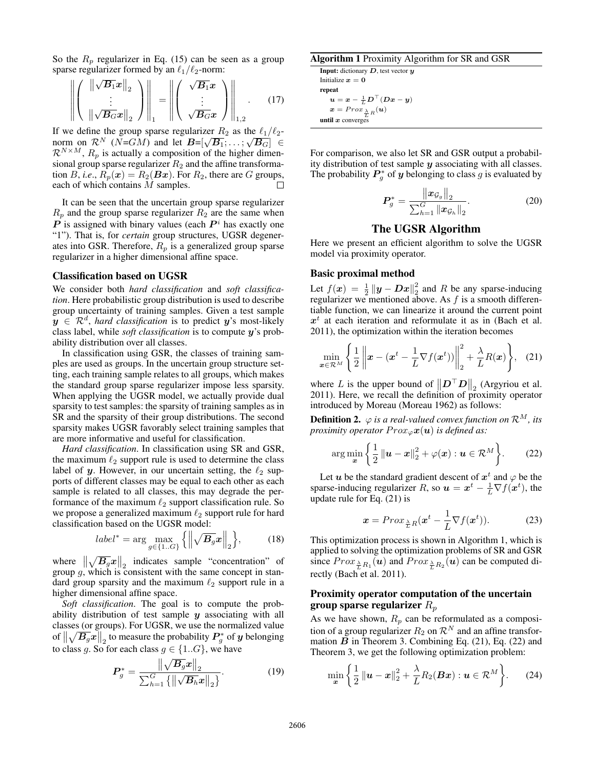So the $R_p$ regularizer in Eq. (15) can be seen as a group sparse regularizer formed by an $\ell_1/\ell_2$-norm:

$$\left\| \begin{pmatrix} \left\|\sqrt{\boldsymbol{B}_1}\boldsymbol{x}\right\|_2 \\ \vdots \\ \left\|\sqrt{\boldsymbol{B}_G}\boldsymbol{x}\right\|_2 \end{pmatrix} \right\|_1 = \left\| \begin{pmatrix} \sqrt{\boldsymbol{B}_1}\boldsymbol{x} \\ \vdots \\ \sqrt{\boldsymbol{B}_G}\boldsymbol{x} \end{pmatrix} \right\|_{1,2}. \quad (17)$$

If we define the group sparse regularizer $R_2$ as the $\ell_1/\ell_2$-norm on $\mathcal{R}^N$ ($N$=$GM$) and let $\boldsymbol{B}$=$[\sqrt{\boldsymbol{B}_1};\ldots;\sqrt{\boldsymbol{B}_G}] \in \mathcal{R}^{N\times M}$, $R_p$ is actually a composition of the higher dimensional group sparse regularizer $R_2$ and the affine transformation $B$, *i.e.*, $R_p(\boldsymbol{x}) = R_2(\boldsymbol{B}\boldsymbol{x})$. For $R_2$, there are $G$ groups, each of which contains $M$ samples. □

It can be seen that the uncertain group sparse regularizer $R_p$ and the group sparse regularizer $R_2$ are the same when $\boldsymbol{P}$ is assigned with binary values (each $\boldsymbol{P}^i$ has exactly one "1"). That is, for *certain* group structures, UGSR degenerates into GSR. Therefore, $R_p$ is a generalized group sparse regularizer in a higher dimensional affine space.

### Classification based on UGSR

We consider both *hard classification* and *soft classification*. Here probabilistic group distribution is used to describe group uncertainty of training samples. Given a test sample $\boldsymbol{y} \in \mathcal{R}^d$, *hard classification* is to predict $\boldsymbol{y}$'s most-likely class label, while *soft classification* is to compute $\boldsymbol{y}$'s probability distribution over all classes.

In classification using GSR, the classes of training samples are used as groups. In the uncertain group structure setting, each training sample relates to all groups, which makes the standard group sparse regularizer impose less sparsity. When applying the UGSR model, we actually provide dual sparsity to test samples: the sparsity of training samples as in SR and the sparsity of their group distributions. The second sparsity makes UGSR favorably select training samples that are more informative and useful for classification.

*Hard classification.* In classification using SR and GSR, the maximum $\ell_2$ support rule is used to determine the class label of $\boldsymbol{y}$. However, in our uncertain setting, the $\ell_2$ supports of different classes may be equal to each other as each sample is related to all classes, this may degrade the performance of the maximum $\ell_2$ support classification rule. So we propose a generalized maximum $\ell_2$ support rule for hard classification based on the UGSR model:

$$label^* = \arg\max_{g\in\{1..G\}} \left\{ \left\|\sqrt{\boldsymbol{B}_g}\boldsymbol{x}\right\|_2 \right\}, \quad (18)$$

where $\left\|\sqrt{\boldsymbol{B}_g}\boldsymbol{x}\right\|_2$ indicates sample "concentration" of group $g$, which is consistent with the same concept in standard group sparsity and the maximum $\ell_2$ support rule in a higher dimensional affine space.

*Soft classification.* The goal is to compute the probability distribution of test sample $\boldsymbol{y}$ associating with all classes (or groups). For UGSR, we use the normalized value of $\left\|\sqrt{\boldsymbol{B}_g}\boldsymbol{x}\right\|_2$ to measure the probability $\boldsymbol{P}_g^*$ of $\boldsymbol{y}$ belonging to class $g$. So for each class $g \in \{1..G\}$, we have

$$\boldsymbol{P}_g^* = \frac{\left\|\sqrt{\boldsymbol{B}_g}\boldsymbol{x}\right\|_2}{\sum_{h=1}^{G}\left\{\left\|\sqrt{\boldsymbol{B}_h}\boldsymbol{x}\right\|_2\right\}}. \quad (19)$$

**Algorithm 1** Proximity Algorithm for SR and GSR

```
Input: dictionary D, test vector y
Initialize x = 0
repeat
    u = x − (1/L) Dᵀ(Dx − y)
    x = Prox_{(λ/L)R}(u)
until x converges
```

For comparison, we also let SR and GSR output a probability distribution of test sample $\boldsymbol{y}$ associating with all classes. The probability $\boldsymbol{P}_g^*$ of $\boldsymbol{y}$ belonging to class $g$ is evaluated by

$$\boldsymbol{P}_g^* = \frac{\left\|\boldsymbol{x}_{\mathcal{G}_g}\right\|_2}{\sum_{h=1}^{G}\left\|\boldsymbol{x}_{\mathcal{G}_h}\right\|_2}. \quad (20)$$

## The UGSR Algorithm

Here we present an efficient algorithm to solve the UGSR model via proximity operator.

### Basic proximal method

Let $f(\boldsymbol{x}) = \frac{1}{2}\left\|\boldsymbol{y} - \boldsymbol{D}\boldsymbol{x}\right\|_2^2$ and $R$ be any sparse-inducing regularizer we mentioned above. As $f$ is a smooth differentiable function, we can linearize it around the current point $\boldsymbol{x}^t$ at each iteration and reformulate it as in (Bach et al. 2011), the optimization within the iteration becomes

$$\min_{\boldsymbol{x}\in\mathcal{R}^M} \left\{ \frac{1}{2}\left\|\boldsymbol{x} - (\boldsymbol{x}^t - \frac{1}{L}\nabla f(\boldsymbol{x}^t))\right\|_2^2 + \frac{\lambda}{L}R(\boldsymbol{x}) \right\}, \quad (21)$$

where $L$ is the upper bound of $\left\|\boldsymbol{D}^\top\boldsymbol{D}\right\|_2$ (Argyriou et al. 2011). Here, we recall the definition of proximity operator introduced by Moreau (Moreau 1962) as follows:

**Definition 2.** *$\varphi$ is a real-valued convex function on $\mathcal{R}^M$, its proximity operator $Prox_\varphi \boldsymbol{x}(\boldsymbol{u})$ is defined as:*

$$\arg\min_{\boldsymbol{x}} \left\{ \frac{1}{2}\left\|\boldsymbol{u} - \boldsymbol{x}\right\|_2^2 + \varphi(\boldsymbol{x}) : \boldsymbol{u} \in \mathcal{R}^M \right\}. \quad (22)$$

Let $\boldsymbol{u}$ be the standard gradient descent of $\boldsymbol{x}^t$ and $\varphi$ be the sparse-inducing regularizer $R$, so $\boldsymbol{u} = \boldsymbol{x}^t - \frac{1}{L}\nabla f(\boldsymbol{x}^t)$, the update rule for Eq. (21) is

$$\boldsymbol{x} = Prox_{\frac{\lambda}{L}R}(\boldsymbol{x}^t - \frac{1}{L}\nabla f(\boldsymbol{x}^t)). \quad (23)$$

This optimization process is shown in Algorithm 1, which is applied to solving the optimization problems of SR and GSR since $Prox_{\frac{\lambda}{L}R_1}(\boldsymbol{u})$ and $Prox_{\frac{\lambda}{L}R_2}(\boldsymbol{u})$ can be computed directly (Bach et al. 2011).

### Proximity operator computation of the uncertain group sparse regularizer $R_p$

As we have shown, $R_p$ can be reformulated as a composition of a group regularizer $R_2$ on $\mathcal{R}^N$ and an affine transformation $\boldsymbol{B}$ in Theorem 3. Combining Eq. (21), Eq. (22) and Theorem 3, we get the following optimization problem:

$$\min_{\boldsymbol{x}} \left\{ \frac{1}{2}\left\|\boldsymbol{u} - \boldsymbol{x}\right\|_2^2 + \frac{\lambda}{L}R_2(\boldsymbol{B}\boldsymbol{x}) : \boldsymbol{u} \in \mathcal{R}^M \right\}. \quad (24)$$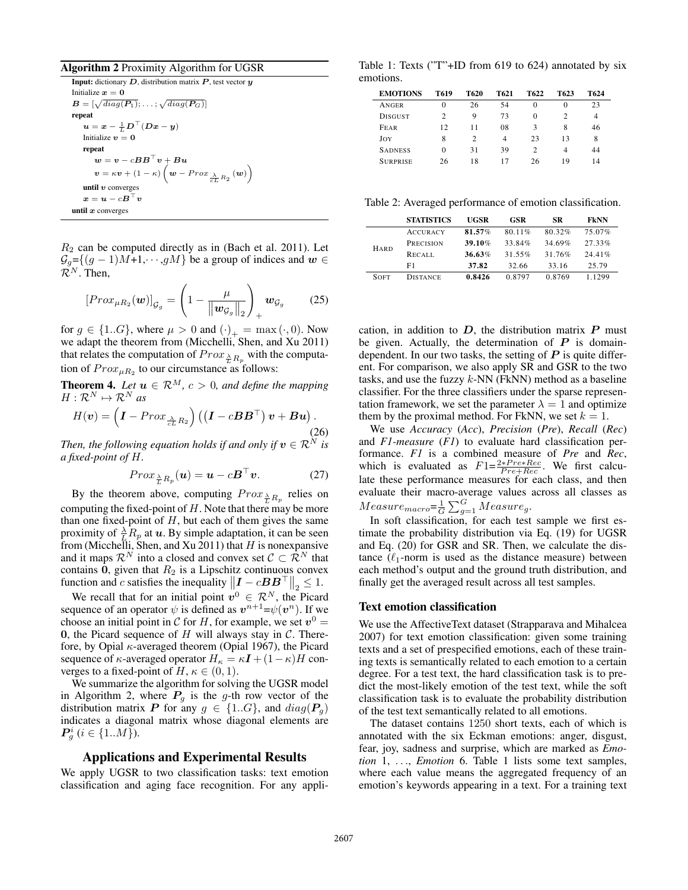**Algorithm 2** Proximity Algorithm for UGSR

**Input:** dictionary $\boldsymbol{D}$, distribution matrix $\boldsymbol{P}$, test vector $\boldsymbol{y}$

Initialize $\boldsymbol{x} = \boldsymbol{0}$

$\boldsymbol{B} = [\sqrt{diag(\boldsymbol{P}_1)}; \ldots; \sqrt{diag(\boldsymbol{P}_G)}]$

**repeat**

  $\boldsymbol{u} = \boldsymbol{x} - \frac{1}{L}\boldsymbol{D}^\top(\boldsymbol{D}\boldsymbol{x} - \boldsymbol{y})$

  Initialize $\boldsymbol{v} = \boldsymbol{0}$

  **repeat**

    $\boldsymbol{w} = \boldsymbol{v} - c\boldsymbol{B}\boldsymbol{B}^\top\boldsymbol{v} + \boldsymbol{B}\boldsymbol{u}$

    $\boldsymbol{v} = \kappa\boldsymbol{v} + (1-\kappa)\left(\boldsymbol{w} - Prox_{\frac{\lambda}{cL}R_2}(\boldsymbol{w})\right)$

  **until** $\boldsymbol{v}$ converges

  $\boldsymbol{x} = \boldsymbol{u} - c\boldsymbol{B}^\top\boldsymbol{v}$

**until** $\boldsymbol{x}$ converges

$R_2$ can be computed directly as in (Bach et al. 2011). Let $\mathcal{G}_g$={$(g-1)M$+1,$\cdots$,$gM$} be a group of indices and $\boldsymbol{w} \in \mathcal{R}^N$. Then,

$$[Prox_{\mu R_2}(\boldsymbol{w})]_{\mathcal{G}_g} = \left(1 - \frac{\mu}{\left\|\boldsymbol{w}_{\mathcal{G}_g}\right\|_2}\right)_+ \boldsymbol{w}_{\mathcal{G}_g} \qquad (25)$$

for $g \in \{1..G\}$, where $\mu > 0$ and $(\cdot)_+ = \max(\cdot, 0)$. Now we adapt the theorem from (Micchelli, Shen, and Xu 2011) that relates the computation of $Prox_{\frac{\lambda}{L}R_p}$ with the computation of $Prox_{\mu R_2}$ to our circumstance as follows:

**Theorem 4.** *Let $\boldsymbol{u} \in \mathcal{R}^M$, $c > 0$, and define the mapping $H : \mathcal{R}^N \mapsto \mathcal{R}^N$ as*

$$H(\boldsymbol{v}) = \left(\boldsymbol{I} - Prox_{\frac{\lambda}{cL}R_2}\right)\left(\left(\boldsymbol{I} - c\boldsymbol{B}\boldsymbol{B}^\top\right)\boldsymbol{v} + \boldsymbol{B}\boldsymbol{u}\right). \qquad (26)$$

*Then, the following equation holds if and only if $\boldsymbol{v} \in \mathcal{R}^N$ is a fixed-point of $H$.*

$$Prox_{\frac{\lambda}{L}R_p}(\boldsymbol{u}) = \boldsymbol{u} - c\boldsymbol{B}^\top\boldsymbol{v}. \qquad (27)$$

By the theorem above, computing $Prox_{\frac{\lambda}{L}R_p}$ relies on computing the fixed-point of $H$. Note that there may be more than one fixed-point of $H$, but each of them gives the same proximity of $\frac{\lambda}{L}R_p$ at $\boldsymbol{u}$. By simple adaptation, it can be seen from (Micchelli, Shen, and Xu 2011) that $H$ is nonexpansive and it maps $\mathcal{R}^N$ into a closed and convex set $\mathcal{C} \subset \mathcal{R}^N$ that contains $\boldsymbol{0}$, given that $R_2$ is a Lipschitz continuous convex function and $c$ satisfies the inequality $\left\|\boldsymbol{I} - c\boldsymbol{B}\boldsymbol{B}^\top\right\|_2 \leq 1$.

We recall that for an initial point $\boldsymbol{v}^0 \in \mathcal{R}^N$, the Picard sequence of an operator $\psi$ is defined as $\boldsymbol{v}^{n+1}$=$\psi(\boldsymbol{v}^n)$. If we choose an initial point in $\mathcal{C}$ for $H$, for example, we set $\boldsymbol{v}^0 = \boldsymbol{0}$, the Picard sequence of $H$ will always stay in $\mathcal{C}$. Therefore, by Opial $\kappa$-averaged theorem (Opial 1967), the Picard sequence of $\kappa$-averaged operator $H_\kappa = \kappa\boldsymbol{I} + (1-\kappa)H$ converges to a fixed-point of $H$, $\kappa \in (0, 1)$.

We summarize the algorithm for solving the UGSR model in Algorithm 2, where $\boldsymbol{P}_g$ is the $g$-th row vector of the distribution matrix $\boldsymbol{P}$ for any $g \in \{1..G\}$, and $diag(\boldsymbol{P}_g)$ indicates a diagonal matrix whose diagonal elements are $\boldsymbol{P}_g^i$ ($i \in \{1..M\}$).

## Applications and Experimental Results

We apply UGSR to two classification tasks: text emotion classification and aging face recognition. For any application, in addition to $\boldsymbol{D}$, the distribution matrix $\boldsymbol{P}$ must be given. Actually, the determination of $\boldsymbol{P}$ is domain-dependent. In our two tasks, the setting of $\boldsymbol{P}$ is quite different. For comparison, we also apply SR and GSR to the two tasks, and use the fuzzy $k$-NN (FkNN) method as a baseline classifier. For the three classifiers under the sparse representation framework, we set the parameter $\lambda = 1$ and optimize them by the proximal method. For FkNN, we set $k = 1$.

Table 1: Texts ("T"+ID from 619 to 624) annotated by six emotions.

| EMOTIONS | T619 | T620 | T621 | T622 | T623 | T624 |
|---|---|---|---|---|---|---|
| ANGER | 0 | 26 | 54 | 0 | 0 | 23 |
| DISGUST | 2 | 9 | 73 | 0 | 2 | 4 |
| FEAR | 12 | 11 | 08 | 3 | 8 | 46 |
| JOY | 8 | 2 | 4 | 23 | 13 | 8 |
| SADNESS | 0 | 31 | 39 | 2 | 4 | 44 |
| SURPRISE | 26 | 18 | 17 | 26 | 19 | 14 |

Table 2: Averaged performance of emotion classification.

| | STATISTICS | UGSR | GSR | SR | FkNN |
|---|---|---|---|---|---|
| HARD | ACCURACY | **81.57%** | 80.11% | 80.32% | 75.07% |
| | PRECISION | **39.10%** | 33.84% | 34.69% | 27.33% |
| | RECALL | **36.63%** | 31.55% | 31.76% | 24.41% |
| | F1 | **37.82** | 32.66 | 33.16 | 25.79 |
| SOFT | DISTANCE | **0.8426** | 0.8797 | 0.8769 | 1.1299 |

We use *Accuracy* (*Acc*), *Precision* (*Pre*), *Recall* (*Rec*) and *F1-measure* (*F1*) to evaluate hard classification performance. *F1* is a combined measure of *Pre* and *Rec*, which is evaluated as $F1$=$\frac{2*Pre*Rec}{Pre+Rec}$. We first calculate these performance measures for each class, and then evaluate their macro-average values across all classes as $Measure_{macro}$=$\frac{1}{G}\sum_{g=1}^{G} Measure_g$.

In soft classification, for each test sample we first estimate the probability distribution via Eq. (19) for UGSR and Eq. (20) for GSR and SR. Then, we calculate the distance ($\ell_1$-norm is used as the distance measure) between each method's output and the ground truth distribution, and finally get the averaged result across all test samples.

### Text emotion classification

We use the AffectiveText dataset (Strapparava and Mihalcea 2007) for text emotion classification: given some training texts and a set of prespecified emotions, each of these training texts is semantically related to each emotion to a certain degree. For a test text, the hard classification task is to predict the most-likely emotion of the test text, while the soft classification task is to evaluate the probability distribution of the test text semantically related to all emotions.

The dataset contains 1250 short texts, each of which is annotated with the six Eckman emotions: anger, disgust, fear, joy, sadness and surprise, which are marked as *Emotion* 1, ..., *Emotion* 6. Table 1 lists some text samples, where each value means the aggregated frequency of an emotion's keywords appearing in a text. For a training text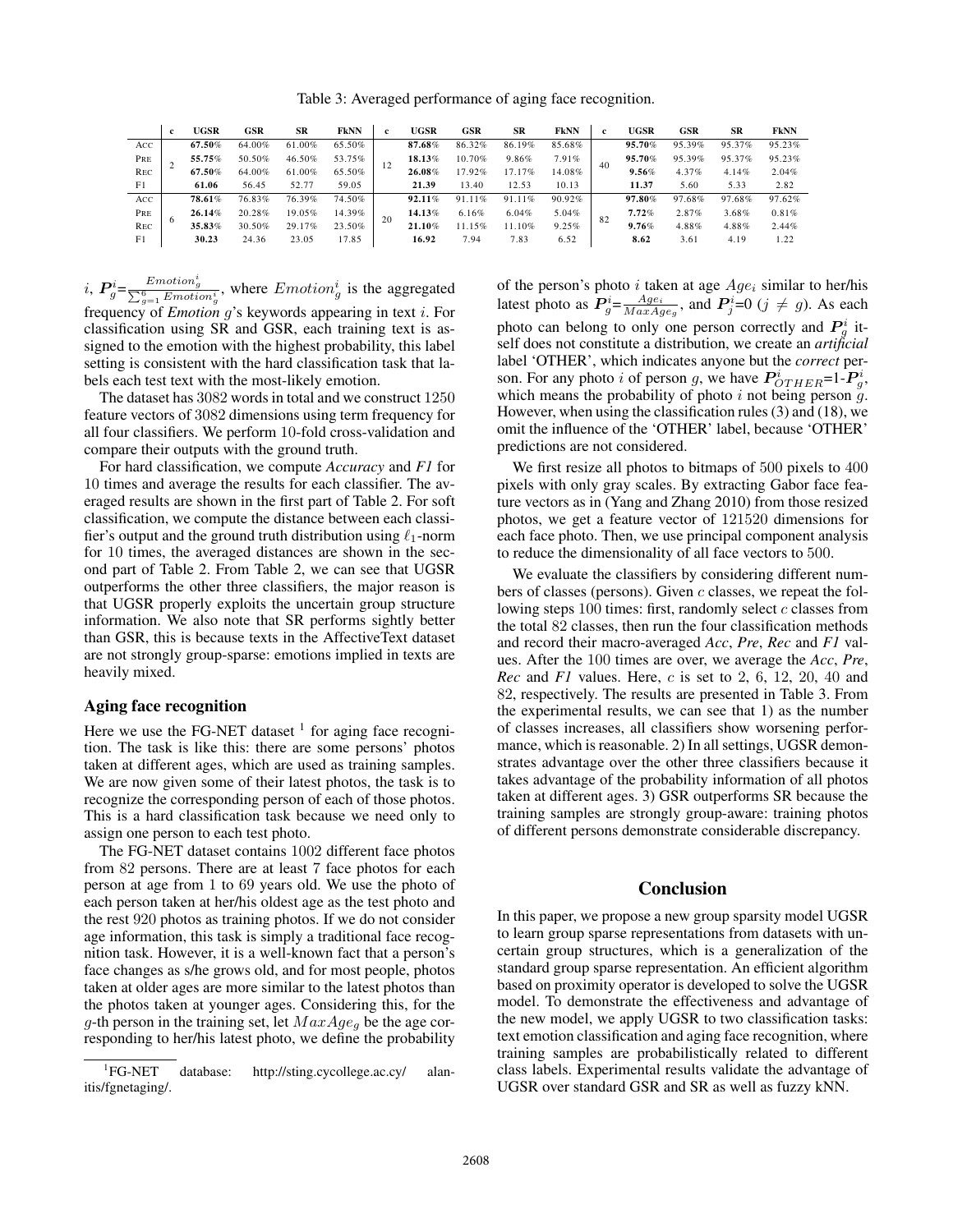Table 3: Averaged performance of aging face recognition.

| | c | UGSR | GSR | SR | FkNN | c | UGSR | GSR | SR | FkNN | c | UGSR | GSR | SR | FkNN |
|---|---|---|---|---|---|---|---|---|---|---|---|---|---|---|---|
| ACC | 2 | **67.50%** | 64.00% | 61.00% | 65.50% | 12 | **87.68%** | 86.32% | 86.19% | 85.68% | 40 | **95.70%** | 95.39% | 95.37% | 95.23% |
| PRE | | **55.75%** | 50.50% | 46.50% | 53.75% | | **18.13%** | 10.70% | 9.86% | 7.91% | | **95.70%** | 95.39% | 95.37% | 95.23% |
| REC | | **67.50%** | 64.00% | 61.00% | 65.50% | | **26.08%** | 17.92% | 17.17% | 14.08% | | **9.56%** | 4.37% | 4.14% | 2.04% |
| F1 | | **61.06** | 56.45 | 52.77 | 59.05 | | **21.39** | 13.40 | 12.53 | 10.13 | | **11.37** | 5.60 | 5.33 | 2.82 |
| ACC | 6 | **78.61%** | 76.83% | 76.39% | 74.50% | 20 | **92.11%** | 91.11% | 91.11% | 90.92% | 82 | **97.80%** | 97.68% | 97.68% | 97.62% |
| PRE | | **26.14%** | 20.28% | 19.05% | 14.39% | | **14.13%** | 6.16% | 6.04% | 5.04% | | **7.72%** | 2.87% | 3.68% | 0.81% |
| REC | | **35.83%** | 30.50% | 29.17% | 23.50% | | **21.10%** | 11.15% | 11.10% | 9.25% | | **9.76%** | 4.88% | 4.88% | 2.44% |
| F1 | | **30.23** | 24.36 | 23.05 | 17.85 | | **16.92** | 7.94 | 7.83 | 6.52 | | **8.62** | 3.61 | 4.19 | 1.22 |

$i$, $\boldsymbol{P}_g^i = \frac{Emotion_g^i}{\sum_{g=1}^{6} Emotion_g^i}$, where $Emotion_g^i$ is the aggregated frequency of *Emotion* $g$'s keywords appearing in text $i$. For classification using SR and GSR, each training text is assigned to the emotion with the highest probability, this label setting is consistent with the hard classification task that labels each test text with the most-likely emotion.

The dataset has 3082 words in total and we construct 1250 feature vectors of 3082 dimensions using term frequency for all four classifiers. We perform 10-fold cross-validation and compare their outputs with the ground truth.

For hard classification, we compute *Accuracy* and *F1* for 10 times and average the results for each classifier. The averaged results are shown in the first part of Table 2. For soft classification, we compute the distance between each classifier's output and the ground truth distribution using $\ell_1$-norm for 10 times, the averaged distances are shown in the second part of Table 2. From Table 2, we can see that UGSR outperforms the other three classifiers, the major reason is that UGSR properly exploits the uncertain group structure information. We also note that SR performs sightly better than GSR, this is because texts in the AffectiveText dataset are not strongly group-sparse: emotions implied in texts are heavily mixed.

### Aging face recognition

Here we use the FG-NET dataset [1] for aging face recognition. The task is like this: there are some persons' photos taken at different ages, which are used as training samples. We are now given some of their latest photos, the task is to recognize the corresponding person of each of those photos. This is a hard classification task because we need only to assign one person to each test photo.

The FG-NET dataset contains 1002 different face photos from 82 persons. There are at least 7 face photos for each person at age from 1 to 69 years old. We use the photo of each person taken at her/his oldest age as the test photo and the rest 920 photos as training photos. If we do not consider age information, this task is simply a traditional face recognition task. However, it is a well-known fact that a person's face changes as s/he grows old, and for most people, photos taken at older ages are more similar to the latest photos than the photos taken at younger ages. Considering this, for the $g$-th person in the training set, let $MaxAge_g$ be the age corresponding to her/his latest photo, we define the probability of the person's photo $i$ taken at age $Age_i$ similar to her/his latest photo as $\boldsymbol{P}_g^i = \frac{Age_i}{MaxAge_g}$, and $\boldsymbol{P}_j^i = 0$ ($j \neq g$). As each photo can belong to only one person correctly and $\boldsymbol{P}_g^i$ itself does not constitute a distribution, we create an *artificial* label 'OTHER', which indicates anyone but the *correct* person. For any photo $i$ of person $g$, we have $\boldsymbol{P}_{OTHER}^i = 1 - \boldsymbol{P}_g^i$, which means the probability of photo $i$ not being person $g$. However, when using the classification rules (3) and (18), we omit the influence of the 'OTHER' label, because 'OTHER' predictions are not considered.

We first resize all photos to bitmaps of 500 pixels to 400 pixels with only gray scales. By extracting Gabor face feature vectors as in (Yang and Zhang 2010) from those resized photos, we get a feature vector of 121520 dimensions for each face photo. Then, we use principal component analysis to reduce the dimensionality of all face vectors to 500.

We evaluate the classifiers by considering different numbers of classes (persons). Given $c$ classes, we repeat the following steps 100 times: first, randomly select $c$ classes from the total 82 classes, then run the four classification methods and record their macro-averaged *Acc*, *Pre*, *Rec* and *F1* values. After the 100 times are over, we average the *Acc*, *Pre*, *Rec* and *F1* values. Here, $c$ is set to 2, 6, 12, 20, 40 and 82, respectively. The results are presented in Table 3. From the experimental results, we can see that 1) as the number of classes increases, all classifiers show worsening performance, which is reasonable. 2) In all settings, UGSR demonstrates advantage over the other three classifiers because it takes advantage of the probability information of all photos taken at different ages. 3) GSR outperforms SR because the training samples are strongly group-aware: training photos of different persons demonstrate considerable discrepancy.

## Conclusion

In this paper, we propose a new group sparsity model UGSR to learn group sparse representations from datasets with uncertain group structures, which is a generalization of the standard group sparse representation. An efficient algorithm based on proximity operator is developed to solve the UGSR model. To demonstrate the effectiveness and advantage of the new model, we apply UGSR to two classification tasks: text emotion classification and aging face recognition, where training samples are probabilistically related to different class labels. Experimental results validate the advantage of UGSR over standard GSR and SR as well as fuzzy kNN.

[1] FG-NET database: http://sting.cycollege.ac.cy/ alanitis/fgnetaging/.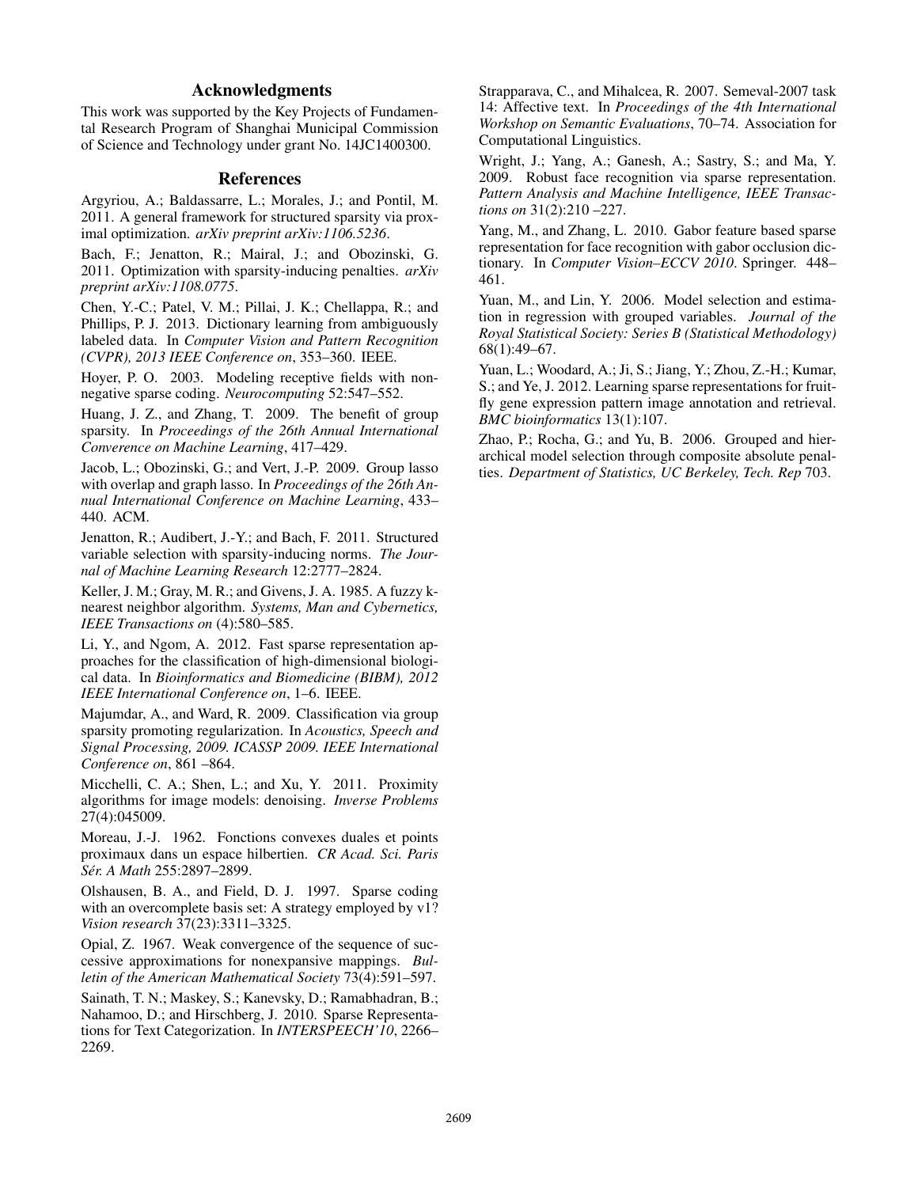## Acknowledgments

This work was supported by the Key Projects of Fundamental Research Program of Shanghai Municipal Commission of Science and Technology under grant No. 14JC1400300.

## References

Argyriou, A.; Baldassarre, L.; Morales, J.; and Pontil, M. 2011. A general framework for structured sparsity via proximal optimization. *arXiv preprint arXiv:1106.5236*.

Bach, F.; Jenatton, R.; Mairal, J.; and Obozinski, G. 2011. Optimization with sparsity-inducing penalties. *arXiv preprint arXiv:1108.0775*.

Chen, Y.-C.; Patel, V. M.; Pillai, J. K.; Chellappa, R.; and Phillips, P. J. 2013. Dictionary learning from ambiguously labeled data. In *Computer Vision and Pattern Recognition (CVPR), 2013 IEEE Conference on*, 353–360. IEEE.

Hoyer, P. O. 2003. Modeling receptive fields with nonnegative sparse coding. *Neurocomputing* 52:547–552.

Huang, J. Z., and Zhang, T. 2009. The benefit of group sparsity. In *Proceedings of the 26th Annual International Converence on Machine Learning*, 417–429.

Jacob, L.; Obozinski, G.; and Vert, J.-P. 2009. Group lasso with overlap and graph lasso. In *Proceedings of the 26th Annual International Conference on Machine Learning*, 433–440. ACM.

Jenatton, R.; Audibert, J.-Y.; and Bach, F. 2011. Structured variable selection with sparsity-inducing norms. *The Journal of Machine Learning Research* 12:2777–2824.

Keller, J. M.; Gray, M. R.; and Givens, J. A. 1985. A fuzzy k-nearest neighbor algorithm. *Systems, Man and Cybernetics, IEEE Transactions on* (4):580–585.

Li, Y., and Ngom, A. 2012. Fast sparse representation approaches for the classification of high-dimensional biological data. In *Bioinformatics and Biomedicine (BIBM), 2012 IEEE International Conference on*, 1–6. IEEE.

Majumdar, A., and Ward, R. 2009. Classification via group sparsity promoting regularization. In *Acoustics, Speech and Signal Processing, 2009. ICASSP 2009. IEEE International Conference on*, 861 –864.

Micchelli, C. A.; Shen, L.; and Xu, Y. 2011. Proximity algorithms for image models: denoising. *Inverse Problems* 27(4):045009.

Moreau, J.-J. 1962. Fonctions convexes duales et points proximaux dans un espace hilbertien. *CR Acad. Sci. Paris Sér. A Math* 255:2897–2899.

Olshausen, B. A., and Field, D. J. 1997. Sparse coding with an overcomplete basis set: A strategy employed by v1? *Vision research* 37(23):3311–3325.

Opial, Z. 1967. Weak convergence of the sequence of successive approximations for nonexpansive mappings. *Bulletin of the American Mathematical Society* 73(4):591–597.

Sainath, T. N.; Maskey, S.; Kanevsky, D.; Ramabhadran, B.; Nahamoo, D.; and Hirschberg, J. 2010. Sparse Representations for Text Categorization. In *INTERSPEECH'10*, 2266–2269.

Strapparava, C., and Mihalcea, R. 2007. Semeval-2007 task 14: Affective text. In *Proceedings of the 4th International Workshop on Semantic Evaluations*, 70–74. Association for Computational Linguistics.

Wright, J.; Yang, A.; Ganesh, A.; Sastry, S.; and Ma, Y. 2009. Robust face recognition via sparse representation. *Pattern Analysis and Machine Intelligence, IEEE Transactions on* 31(2):210 –227.

Yang, M., and Zhang, L. 2010. Gabor feature based sparse representation for face recognition with gabor occlusion dictionary. In *Computer Vision–ECCV 2010*. Springer. 448–461.

Yuan, M., and Lin, Y. 2006. Model selection and estimation in regression with grouped variables. *Journal of the Royal Statistical Society: Series B (Statistical Methodology)* 68(1):49–67.

Yuan, L.; Woodard, A.; Ji, S.; Jiang, Y.; Zhou, Z.-H.; Kumar, S.; and Ye, J. 2012. Learning sparse representations for fruit-fly gene expression pattern image annotation and retrieval. *BMC bioinformatics* 13(1):107.

Zhao, P.; Rocha, G.; and Yu, B. 2006. Grouped and hierarchical model selection through composite absolute penalties. *Department of Statistics, UC Berkeley, Tech. Rep* 703.